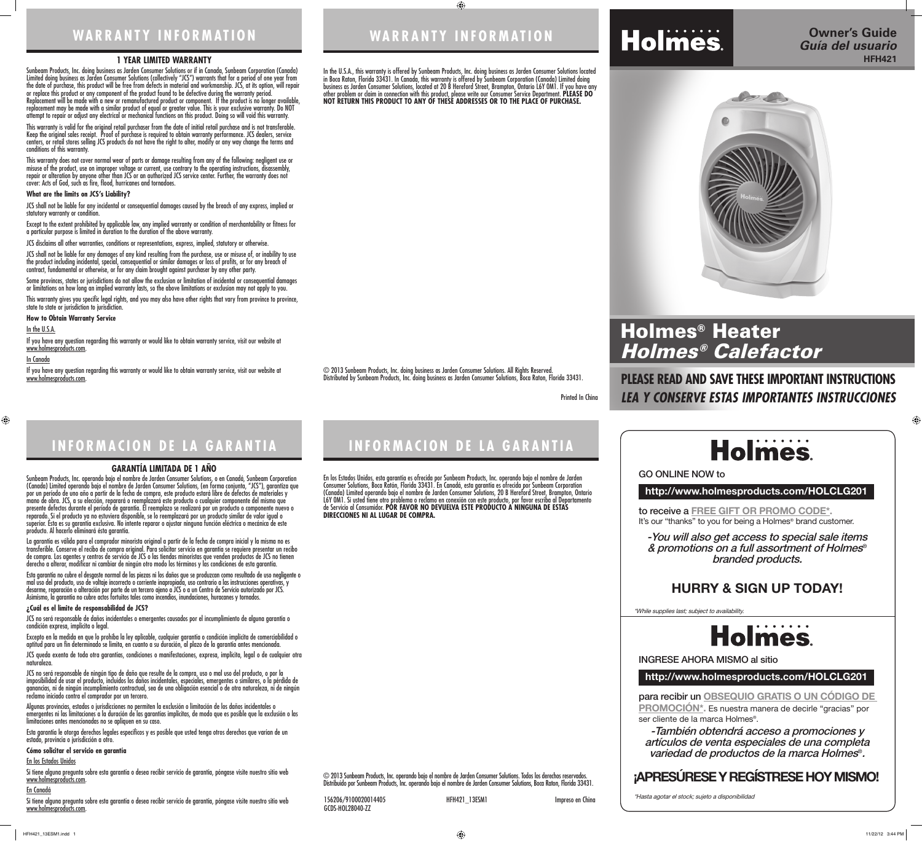# WARRANTY INFORMATION

## 1 YEAR LIMITED WARRANTY

Sunbeam Products, Inc. doing business as Jarden Consumer Solutions or if in Canada, Sunbeam Corporation (Canada) Limited doing business as Jarden Consumer Solutions (collectively "JCS") warrants that for a period of one year from the date of purchase, this product will be free from defects in material and workmanship. JCS, at its option, will repair or replace this product or any component of the product found to be defective during the warranty period. Replacement will be made with a new or remanufactured product or component. If the product is no longer available, replacement may be made with a similar product of equal or greater value. This is your exclusive warranty. Do NOT attempt to repair or adjust any electrical or mechanical functions on this product. Doing so will void this warranty.

This warranty is valid for the original retail purchaser from the date of initial retail purchase and is not transferable. Keep the original sales receipt. Proof of purchase is required to obtain warranty performance. JCS dealers, service centers, or retail stores selling JCS products do not have the right to alter, modify or any way change the terms and conditions of this warranty.

This warranty does not cover normal wear of parts or damage resulting from any of the following: negligent use or misuse of the product, use on improper voltage or current, use contrary to the operating instructions, disassembly, repair or alteration by anyone other than JCS or an authorized JCS service center. Further, the warranty does not cover: Acts of God, such as fire, flood, hurricanes and tornadoes.

**What are the limits on JCS's Liability?**

JCS shall not be liable for any incidental or consequential damages caused by the breach of any express, implied or statutory warranty or condition.

Except to the extent prohibited by applicable law, any implied warranty or condition of merchantability or fitness for a particular purpose is limited in duration to the duration of the above warranty.

JCS disclaims all other warranties, conditions or representations, express, implied, statutory or otherwise.

JCS shall not be liable for any damages of any kind resulting from the purchase, use or misuse of, or inability to use the product including incidental, special, consequential or similar damages or loss of profits, or for any breach of contract, fundamental or otherwise, or for any claim brought against purchaser by any other party.

Some provinces, states or jurisdictions do not allow the exclusion or limitation of incidental or consequential damages or limitations on how long an implied warranty lasts, so the above limitations or exclusion may not apply to you.

This warranty gives you specific legal rights, and you may also have other rights that vary from province to province, state to state or jurisdiction to jurisdiction.

**How to Obtain Warranty Service**

In the U.S.A.

If you have any question regarding this warranty or would like to obtain warranty service, visit our website at www.holmesproducts.com.

In Canada

If you have any question regarding this warranty or would like to obtain warranty service, visit our website at www.holmesproducts.com.

# WARRANTY INFORMATION

In the U.S.A., this warranty is offered by Sunbeam Products, Inc. doing business as Jarden Consumer Solutions located in Boca Raton, Florida 33431. In Canada, this warranty is offered by Sunbeam Corporation (Canada) Limited doing business as Jarden Consumer Solutions, located at 20 B Hereford Street, Brampton, Ontario L6Y 0M1. If you have any other problem or claim in connection with this product, please write our Consumer Service Department. **PLEASE DO NOT RETURN THIS PRODUCT TO ANY OF THESE ADDRESSES OR TO THE PLACE OF PURCHASE.**

© 2013 Sunbeam Products, Inc. doing business as Jarden Consumer Solutions. All Rights Reserved.
Distributed by Sunbeam Products, Inc. doing business as Jarden Consumer Solutions, Boca Raton, Florida 33431.

Printed In China

# Holmes®

**Owner's Guide**
***Guía del usuario***
**HFH421**

# Holmes® Heater
# *Holmes® Calefactor*

**PLEASE READ AND SAVE THESE IMPORTANT INSTRUCTIONS**
***LEA Y CONSERVE ESTAS IMPORTANTES INSTRUCCIONES***

# INFORMACION DE LA GARANTIA

## GARANTÍA LIMITADA DE 1 AÑO

Sunbeam Products, Inc. operando bajo el nombre de Jarden Consumer Solutions, o en Canadá, Sunbeam Corporation (Canada) Limited operando bajo el nombre de Jarden Consumer Solutions, (en forma conjunta, "JCS"), garantiza que por un período de uno año a partir de la fecha de compra, este producto estará libre de defectos de materiales y mano de obra. JCS, a su elección, reparará o reemplazará este producto o cualquier componente del mismo que presente defectos durante el período de garantía. El reemplazo se realizará por un producto o componente nuevo o reparado. Si el producto ya no estuviera disponible, se lo reemplazará por un producto similar de valor igual o superior. Ésta es su garantía exclusiva. No intente reparar o ajustar ninguna función eléctrica o mecánica de este producto. Al hacerlo elimínará ésta garantía.

La garantía es válida para el comprador minorista original a partir de la fecha de compra inicial y la misma no es transferible. Conserve el recibo de compra original. Para solicitar servicio en garantía se requiere presentar un recibo de compra. Los agentes y centros de servicio de JCS o las tiendas minoristas que venden productos de JCS no tienen derecho a alterar, modificar ni cambiar de ningún otro modo los términos y las condiciones de esta garantía.

Esta garantía no cubre el desgaste normal de las piezas ni los daños que se produzcan como resultado de uso negligente o mal uso del producto, uso de voltaje incorrecto o corriente inapropiada, uso contrario a las instrucciones operativas, y desarme, reparación o alteración por parte de un tercero ajeno a JCS o a un Centro de Servicio autorizado por JCS. Asimismo, la garantía no cubre actos fortuitos tales como incendios, inundaciones, huracanes y tornados.

**¿Cuál es el límite de responsabilidad de JCS?**

JCS no será responsable de daños incidentales o emergentes causados por el incumplimiento de alguna garantía o condición expresa, implícita o legal.

Excepto en la medida en que lo prohíba la ley aplicable, cualquier garantía o condición implícita de comerciabilidad o aptitud para un fin determinado se limita, en cuanto a su duración, al plazo de la garantía antes mencionada.

JCS queda exenta de toda otra garantías, condiciones o manifestaciones, expresa, implícita, legal o de cualquier otra naturaleza.

JCS no será responsable de ningún tipo de daño que resulte de la compra, uso o mal uso del producto, o por la imposibilidad de usar el producto, incluidos los daños incidentales, especiales, emergentes o similares, o la pérdida de ganancias, ni de ningún incumplimiento contractual, sea de una obligación esencial o de otra naturaleza, ni de ningún reclamo iniciado contra el comprador por un tercero.

Algunas provincias, estados o jurisdicciones no permiten la exclusión o limitación de los daños incidentales o emergentes ni las limitaciones a la duración de las garantías implícitas, de modo que es posible que la exclusión o las limitaciones antes mencionadas no se apliquen en su caso.

Esta garantía le otorga derechos legales específicos y es posible que usted tenga otros derechos que varían de un estado, provincia o jurisdicción a otro.

**Cómo solicitar el servicio en garantía**

En los Estados Unidos

Si tiene alguna pregunta sobre esta garantía o desea recibir servicio de garantía, póngase visite nuestro sitio web www.holmesproducts.com.

En Canadá

Si tiene alguna pregunta sobre esta garantía o desea recibir servicio de garantía, póngase visite nuestro sitio web www.holmesproducts.com.

# INFORMACION DE LA GARANTIA

En los Estados Unidos, esta garantía es ofrecida por Sunbeam Products, Inc. operando bajo el nombre de Jarden Consumer Solutions, Boca Ratón, Florida 33431. En Canadá, esta garantía es ofrecida por Sunbeam Corporation (Canada) Limited operando bajo el nombre de Jarden Consumer Solutions, 20 B Hereford Street, Brampton, Ontario L6Y 0M1. Si tiene otro problema o reclamo en conexión con este producto, por favor escriba al Departamento de Servicio al Consumidor. **POR FAVOR NO DEVUELVA ESTE PRODUCTO A NINGUNA DE ESTAS DIRECCIONES NI AL LUGAR DE COMPRA.**

© 2013 Sunbeam Products, Inc. operando bajo el nombre de Jarden Consumer Solutions. Todos los derechos reservados.
Distribuido por Sunbeam Products, Inc. operando bajo el nombre de Jarden Consumer Solutions, Boca Ratón, Florida 33431.

156206/9100020014405 HFH421_13ESM1 Impreso en China
GCDS-HOL28040-ZZ

# Holmes®

GO ONLINE NOW to

**http://www.holmesproducts.com/HOLCLG201**

to receive a **FREE GIFT OR PROMO CODE\***.
It's our "thanks" to you for being a Holmes® brand customer.

***-You will also get access to special sale items & promotions on a full assortment of Holmes® branded products.***

**HURRY & SIGN UP TODAY!**

*\*While supplies last; subject to availability.*

# Holmes®

INGRESE AHORA MISMO al sitio

**http://www.holmesproducts.com/HOLCLG201**

para recibir un **OBSEQUIO GRATIS O UN CÓDIGO DE PROMOCIÓN\***. Es nuestra manera de decirle "gracias" por ser cliente de la marca Holmes®.

***-También obtendrá acceso a promociones y artículos de venta especiales de una completa variedad de productos de la marca Holmes®.***

**¡APRESÚRESE Y REGÍSTRESE HOY MISMO!**

*\*Hasta agotar el stock; sujeto a disponibilidad*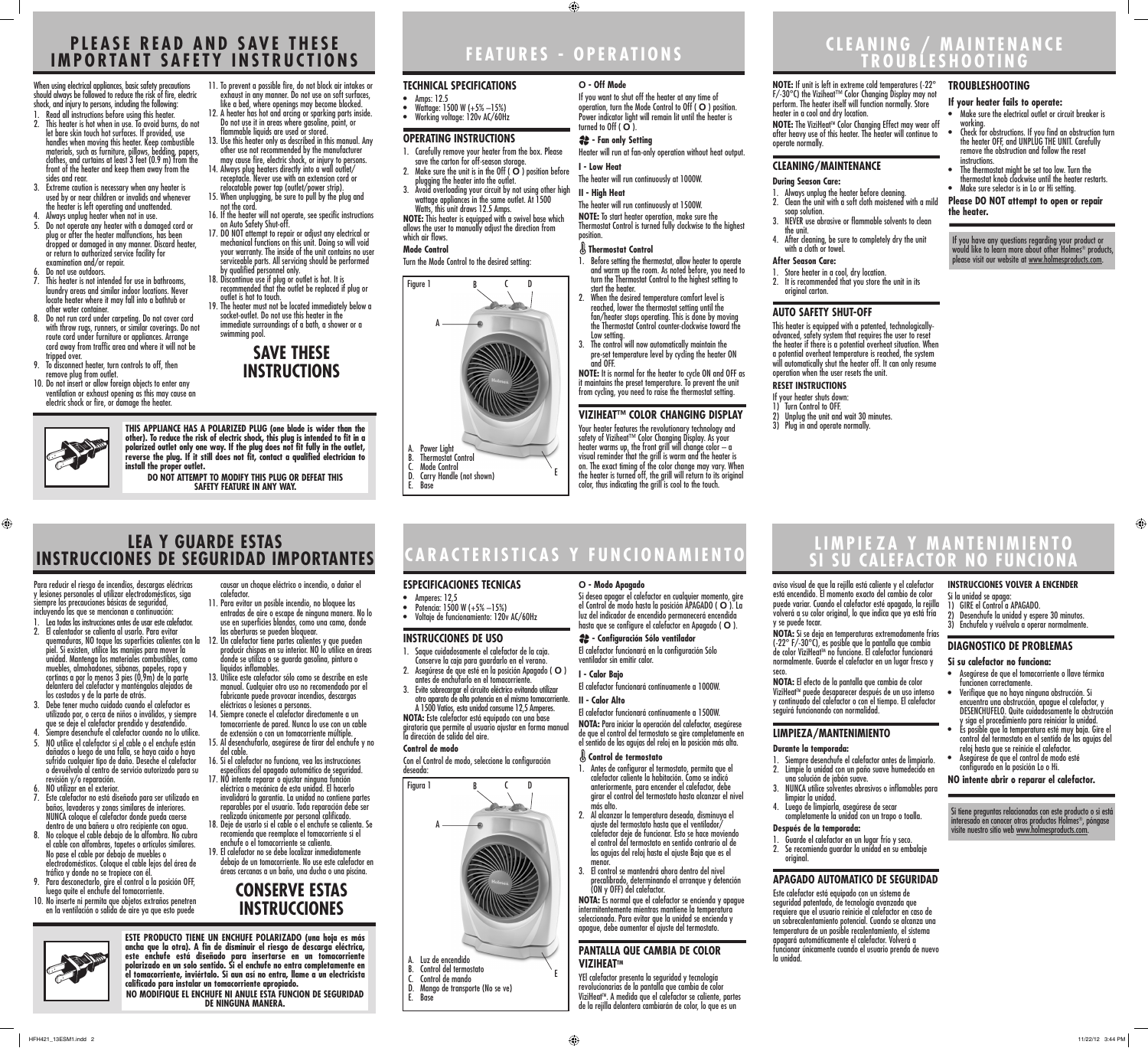# PLEASE READ AND SAVE THESE IMPORTANT SAFETY INSTRUCTIONS

When using electrical appliances, basic safety precautions should always be followed to reduce the risk of fire, electric shock, and injury to persons, including the following:

1. Read all instructions before using this heater.
2. This heater is hot when in use. To avoid burns, do not let bare skin touch hot surfaces. If provided, use handles when moving this heater. Keep combustible materials, such as furniture, pillows, bedding, papers, clothes, and curtains at least 3 feet (0.9 m) from the front of the heater and keep them away from the sides and rear.
3. Extreme caution is necessary when any heater is used by or near children or invalids and whenever the heater is left operating and unattended.
4. Always unplug heater when not in use.
5. Do not operate any heater with a damaged cord or plug or after the heater malfunctions, has been dropped or damaged in any manner. Discard heater, or return to authorized service facility for examination and/or repair.
6. Do not use outdoors.
7. This heater is not intended for use in bathrooms, laundry areas and similar indoor locations. Never locate heater where it may fall into a bathtub or other water container.
8. Do not run cord under carpeting. Do not cover cord with throw rugs, runners, or similar coverings. Do not route cord under furniture or appliances. Arrange cord away from traffic area and where it will not be tripped over.
9. To disconnect heater, turn controls to off, then remove plug from outlet.
10. Do not insert or allow foreign objects to enter any ventilation or exhaust opening as this may cause an electric shock or fire, or damage the heater.
11. To prevent a possible fire, do not block air intakes or exhaust in any manner. Do not use on soft surfaces, like a bed, where openings may become blocked.
12. A heater has hot and arcing or sparking parts inside. Do not use it in areas where gasoline, paint, or flammable liquids are used or stored.
13. Use this heater only as described in this manual. Any other use not recommended by the manufacturer may cause fire, electric shock, or injury to persons.
14. Always plug heaters directly into a wall outlet/receptacle. Never use with an extension cord or relocatable power tap (outlet/power strip).
15. When unplugging, be sure to pull by the plug and not the cord.
16. If the heater will not operate, see specific instructions on Auto Safety Shut-off.
17. DO NOT attempt to repair or adjust any electrical or mechanical functions on this unit. Doing so will void your warranty. The inside of the unit contains no user serviceable parts. All servicing should be performed by qualified personnel only.
18. Discontinue use if plug or outlet is hot. It is recommended that the outlet be replaced if plug or outlet is hot to touch.
19. The heater must not be located immediately below a socket-outlet. Do not use this heater in the immediate surroundings of a bath, a shower or a swimming pool.

## SAVE THESE INSTRUCTIONS

**THIS APPLIANCE HAS A POLARIZED PLUG (one blade is wider than the other). To reduce the risk of electric shock, this plug is intended to fit in a polarized outlet only one way. If the plug does not fit fully in the outlet, reverse the plug. If it still does not fit, contact a qualified electrician to install the proper outlet.**

**DO NOT ATTEMPT TO MODIFY THIS PLUG OR DEFEAT THIS SAFETY FEATURE IN ANY WAY.**

# FEATURES - OPERATIONS

### TECHNICAL SPECIFICATIONS

- Amps: 12.5
- Wattage: 1500 W (+5% –15%)
- Working voltage: 120v AC/60Hz

### OPERATING INSTRUCTIONS

1. Carefully remove your heater from the box. Please save the carton for off-season storage.
2. Make sure the unit is in the Off ( O ) position before plugging the heater into the outlet.
3. Avoid overloading your circuit by not using other high wattage appliances in the same outlet. At 1500 Watts, this unit draws 12.5 Amps.

**NOTE:** This heater is equipped with a swivel base which allows the user to manually adjust the direction from which air flows.

**Mode Control**

Turn the Mode Control to the desired setting:

Figure 1

A. Power Light
B. Thermostat Control
C. Mode Control
D. Carry Handle (not shown)
E. Base

**O - Off Mode**

If you want to shut off the heater at any time of operation, turn the Mode Control to Off ( O ) position. Power indicator light will remain lit until the heater is turned to Off ( O ).

**- Fan only Setting**

Heater will run at fan-only operation without heat output.

**I - Low Heat**

The heater will run continuously at 1000W.

**II - High Heat**

The heater will run continuously at 1500W.

**NOTE:** To start heater operation, make sure the Thermostat Control is turned fully clockwise to the highest position.

**Thermostat Control**

1. Before setting the thermostat, allow heater to operate and warm up the room. As noted before, you need to turn the Thermostat Control to the highest setting to start the heater.
2. When the desired temperature comfort level is reached, lower the thermostat setting until the fan/heater stops operating. This is done by moving the Thermostat Control counter-clockwise toward the Low setting.
3. The control will now automatically maintain the pre-set temperature level by cycling the heater ON and OFF.

**NOTE:** It is normal for the heater to cycle ON and OFF as it maintains the preset temperature. To prevent the unit from cycling, you need to raise the thermostat setting.

### VIZIHEAT™ COLOR CHANGING DISPLAY

Your heater features the revolutionary technology and safety of Viziheat™ Color Changing Display. As your heater warms up, the front grill will change color – a visual reminder that the grill is warm and the heater is on. The exact timing of the color change may vary. When the heater is turned off, the grill will return to its original color, thus indicating the grill is cool to the touch.

# CLEANING / MAINTENANCE TROUBLESHOOTING

**NOTE:** If unit is left in extreme cold temperatures (-22° F/-30°C) the Viziheat™ Color Changing Display may not perform. The heater itself will function normally. Store heater in a cool and dry location.

**NOTE:** The VizHeat™ Color Changing Effect may wear off after heavy use of this heater. The heater will continue to operate normally.

### CLEANING/MAINTENANCE

**During Season Care:**

1. Always unplug the heater before cleaning.
2. Clean the unit with a soft cloth moistened with a mild soap solution.
3. NEVER use abrasive or flammable solvents to clean the unit.
4. After cleaning, be sure to completely dry the unit with a cloth or towel.

**After Season Care:**

1. Store heater in a cool, dry location.
2. It is recommended that you store the unit in its original carton.

### AUTO SAFETY SHUT-OFF

This heater is equipped with a patented, technologically-advanced, safety system that requires the user to reset the heater if there is a potential overheat situation. When a potential overheat temperature is reached, the system will automatically shut the heater off. It can only resume operation when the user resets the unit.

**RESET INSTRUCTIONS**

If your heater shuts down:

1) Turn Control to OFF.
2) Unplug the unit and wait 30 minutes.
3) Plug in and operate normally.

### TROUBLESHOOTING

**If your heater fails to operate:**

- Make sure the electrical outlet or circuit breaker is working.
- Check for obstructions. If you find an obstruction turn the heater OFF, and UNPLUG THE UNIT. Carefully remove the obstruction and follow the reset instructions.
- The thermostat might be set too low. Turn the thermostat knob clockwise until the heater restarts.
- Make sure selector is in Lo or Hi setting.

**Please DO NOT attempt to open or repair the heater.**

If you have any questions regarding your product or would like to learn more about other Holmes® products, please visit our website at www.holmesproducts.com.

# LEA Y GUARDE ESTAS INSTRUCCIONES DE SEGURIDAD IMPORTANTES

Para reducir el riesgo de incendios, descargas eléctricas y lesiones personales al utilizar electrodomésticos, siga siempre las precauciones básicas de seguridad, incluyendo las que se mencionan a continuación:

1. Lea todas las instrucciones antes de usar este calefactor.
2. El calentador se calienta al usarlo. Para evitar quemaduras, NO toque las superficies calientes con la piel. Si existen, utilice las manijas para mover la unidad. Mantenga los materiales combustibles, como muebles, almohadones, sábanas, papeles, ropa y cortinas a por lo menos 3 pies (0,9m) de la parte delantera del calefactor y manténgalos alejados de los costados y de la parte de atrás.
3. Debe tener mucho cuidado cuando el calefactor es utilizado por, o cerca de niños o inválidos, y siempre que se deje el calefactor prendido y desatendido.
4. Siempre desenchufe el calefactor cuando no lo utilice.
5. NO utilice el calefactor si el cable o el enchufe están dañados o luego de una falla, se haya caído o haya sufrido cualquier tipo de daño. Deseche el calefactor o devuélvalo al centro de servicio autorizado para su revisión y/o reparación.
6. NO utilizar en el exterior.
7. Este calefactor no está diseñado para ser utilizado en baños, lavaderos y zonas similares de interiores. NUNCA coloque el calefactor donde pueda caerse dentro de una bañera u otro recipiente con agua.
8. No coloque el cable debajo de la alfombra. No cubra el cable con alfombras, tapetes o artículos similares. No pase el cable por debajo de muebles o electrodomésticos. Coloque el cable lejos del área de tráfico y donde no se tropiece con él.
9. Para desconectarlo, gire el control a la posición OFF, luego quite el enchufe del tomacorriente.
10. No inserte ni permita que objetos extraños penetren en la ventilación o salida de aire ya que esto puede causar un choque eléctrico o incendio, o dañar el calefactor.
11. Para evitar un posible incendio, no bloquee las entradas de aire o escape de ninguna manera. No lo use en superficies blandas, como una cama, donde las aberturas se pueden bloquear.
12. Un calefactor tiene partes calientes y que pueden producir chispas en su interior. NO lo utilice en áreas donde se utiliza o se guarda gasolina, pintura o líquidos inflamables.
13. Utilice este calefactor sólo como se describe en este manual. Cualquier otro uso no recomendado por el fabricante puede provocar incendios, descargas eléctricas o lesiones a personas.
14. Siempre conecte el calefactor directamente a un tomacorriente de pared. Nunca lo use con un cable de extensión o con un tomacorriente múltiple.
15. Al desenchufarlo, asegúrese de tirar del enchufe y no del cable.
16. Si el calefactor no funciona, vea las instrucciones específicas del apagado automático de seguridad.
17. NO intente reparar o ajustar ninguna función eléctrica o mecánica de esta unidad. El hacerlo invalidará la garantía. La unidad no contiene partes reparables por el usuario. Toda reparación debe ser realizada únicamente por personal calificado.
18. Deje de usarlo si el cable o el enchufe se calienta. Se recomienda que reemplace el tomacorriente si el enchufe o el tomacorriente se calienta.
19. El calefactor no se debe localizar inmediatamente debajo de un tomacorriente. No use este calefactor en áreas cercanas a un baño, una ducha o una piscina.

## CONSERVE ESTAS INSTRUCCIONES

**ESTE PRODUCTO TIENE UN ENCHUFE POLARIZADO (una hoja es más ancha que la otra). A fin de disminuir el riesgo de descarga eléctrica, este enchufe está diseñado para insertarse en un tomacorriente polarizado en un solo sentido. Si el enchufe no entra completamente en el tomacorriente, inviértalo. Si aun así no entra, llame a un electricista calificado para instalar un tomacorriente apropiado.**

**NO MODIFIQUE EL ENCHUFE NI ANULE ESTA FUNCION DE SEGURIDAD DE NINGUNA MANERA.**

# CARACTERISTICAS Y FUNCIONAMIENTO

### ESPECIFICACIONES TECNICAS

- Amperes: 12,5
- Potencia: 1500 W (+5% –15%)
- Voltaje de funcionamiento: 120v AC/60Hz

### INSTRUCCIONES DE USO

1. Saque cuidadosamente el calefactor de la caja. Conserve la caja para guardarlo en el verano.
2. Asegúrese de que esté en la posición Apagado ( O ) antes de enchufarlo en el tomacorriente.
3. Evite sobrecargar el circuito eléctrico evitando utilizar otro aparato de alta potencia en el mismo tomacorriente. A 1500 Vatios, esta unidad consume 12,5 Amperes.

**NOTA:** Este calefactor está equipado con una base giratoria que permite al usuario ajustar en forma manual la dirección de salida del aire.

**Control de modo**

Con el Control de modo, seleccione la configuración deseada:

Figura 1

A. Luz de encendido
B. Control del termostato
C. Control de mando
D. Mango de transporte (No se ve)
E. Base

**O - Modo Apagado**

Si desea apagar el calefactor en cualquier momento, gire el Control de modo hasta la posición APAGADO ( O ). La luz del indicador de encendido permanecerá encendida hasta que se configure el calefactor en Apagado ( O ).

**- Configuración Sólo ventilador**

El calefactor funcionará en la configuración Sólo ventilador sin emitir calor.

**I - Calor Bajo**

El calefactor funcionará continuamente a 1000W.

**II - Calor Alto**

El calefactor funcionará continuamente a 1500W.

**NOTA:** Para iniciar la operación del calefactor, asegúrese de que el control del termostato se gire completamente en el sentido de las agujas del reloj en la posición más alta.

**Control de termostato**

1. Antes de configurar el termostato, permita que el calefactor caliente la habitación. Como se indicó anteriormente, para encender el calefactor, debe girar el control del termostato hasta alcanzar el nivel más alto.
2. Al alcanzar la temperatura deseada, disminuya el ajuste del termostato hasta que el ventilador/calefactor deje de funcionar. Esto se hace moviendo el control del termostato en sentido contrario al de las agujas del reloj hasta que el ajuste Bajo que es el menor.
3. El control se mantendrá ahora dentro del nivel precalibrado, determinando el arranque y detención (ON y OFF) del calefactor.

**NOTA:** Es normal que el calefactor se encienda y apague intermitentemente mientras mantiene la temperatura seleccionada. Para evitar que la unidad se encienda y apague, debe aumentar el ajuste del termostato.

### PANTALLA QUE CAMBIA DE COLOR VIZIHEAT™

YEl calefactor presenta la seguridad y tecnología revolucionarias de la pantalla que cambia de color VizíHeat™. A medida que el calefactor se caliente, partes de la rejilla delantera cambiarán de color, lo que es un aviso visual de que la rejilla está caliente y el calefactor está encendido. El momento exacto del cambio de color puede variar. Cuando el calefactor esté apagado, la rejilla volverá a su color original, lo que indica que ya está fría y se puede tocar.

# LIMPIEZA Y MANTENIMIENTO SI SU CALEFACTOR NO FUNCIONA

**NOTA:** Si se deja en temperaturas extremadamente frías (-22° F/-30°C), es posible que la pantalla que cambia de color VizíHeat™ no funcione. El calefactor funcionará normalmente. Guarde el calefactor en un lugar fresco y seco.

**NOTA:** El efecto de la pantalla que cambia de color VizíHeat™ puede desaparecer después de un uso intenso y continuado del calefactor o con el tiempo. El calefactor seguirá funcionando con normalidad.

### LIMPIEZA/MANTENIMIENTO

**Durante la temporada:**

1. Siempre desenchufe el calefactor antes de limpiarlo.
2. Limpie la unidad con un paño suave humedecido en una solución de jabón suave.
3. NUNCA utilice solventes abrasivos o inflamables para limpiar la unidad.
4. Luego de limpiarla, asegúrese de secar completamente la unidad con un trapo o toalla.

**Después de la temporada:**

1. Guarde el calefactor en un lugar frío y seco.
2. Se recomienda guardar la unidad en su embalaje original.

### APAGADO AUTOMATICO DE SEGURIDAD

Este calefactor está equipado con un sistema de seguridad patentado, de tecnología avanzada que requiere que el usuario reinicie el calefactor en caso de un sobrecalentamiento potencial. Cuando se alcanza una temperatura de un posible recalentamiento, el sistema apagará automáticamente el calefactor. Volverá a funcionar únicamente cuando el usuario prenda de nuevo la unidad.

**INSTRUCCIONES VOLVER A ENCENDER**

Si la unidad se apaga:

1) GIRE el Control a APAGADO.
2) Desenchufe la unidad y espere 30 minutos.
3) Enchufela y vuélvala a operar normalmente.

### DIAGNOSTICO DE PROBLEMAS

**Si su calefactor no funciona:**

- Asegúrese de que el tomacorriente o llave térmica funcionen correctamente.
- Verifique que no haya ninguna obstrucción. Si encuentra una obstrucción, apague el calefactor, y DESENCHUFELO. Quite cuidadosamente la obstrucción y siga el procedimiento para reiniciar la unidad.
- Es posible que la temperatura esté muy baja. Gire el control del termostato en el sentido de las agujas del reloj hasta que se reinicie el calefactor.
- Asegúrese de que el control de modo esté configurado en la posición Lo o Hi.

**NO intente abrir o reparar el calefactor.**

Si tiene preguntas relacionadas con este producto o si está interesado en conocer otros productos Holmes®, póngase visite nuestro sitio web www.holmesproducts.com.